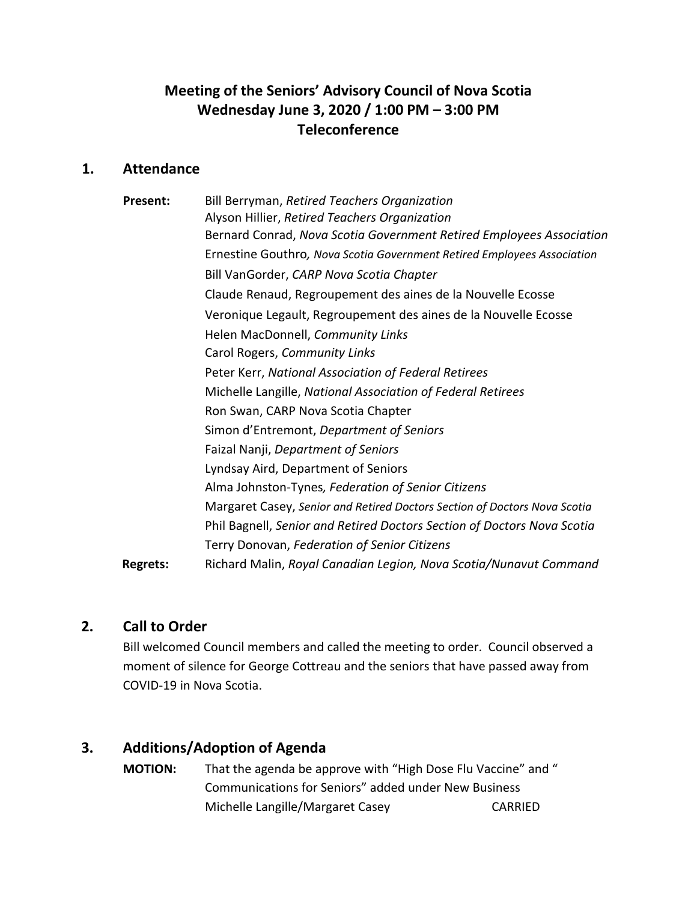# Meeting of the Seniors' Advisory Council of Nova Scotia
## Wednesday June 3, 2020 / 1:00 PM – 3:00 PM
## Teleconference

## 1. Attendance

**Present:**

Bill Berryman, *Retired Teachers Organization*
Alyson Hillier, *Retired Teachers Organization*
Bernard Conrad, *Nova Scotia Government Retired Employees Association*
Ernestine Gouthro*, Nova Scotia Government Retired Employees Association*
Bill VanGorder, *CARP Nova Scotia Chapter*
Claude Renaud, Regroupement des aines de la Nouvelle Ecosse
Veronique Legault, Regroupement des aines de la Nouvelle Ecosse
Helen MacDonnell, *Community Links*
Carol Rogers, *Community Links*
Peter Kerr, *National Association of Federal Retirees*
Michelle Langille, *National Association of Federal Retirees*
Ron Swan, CARP Nova Scotia Chapter
Simon d'Entremont, *Department of Seniors*
Faizal Nanji, *Department of Seniors*
Lyndsay Aird, Department of Seniors
Alma Johnston-Tynes*, Federation of Senior Citizens*
Margaret Casey, *Senior and Retired Doctors Section of Doctors Nova Scotia*
Phil Bagnell, *Senior and Retired Doctors Section of Doctors Nova Scotia*
Terry Donovan, *Federation of Senior Citizens*

**Regrets:**

Richard Malin, *Royal Canadian Legion, Nova Scotia/Nunavut Command*

## 2. Call to Order

Bill welcomed Council members and called the meeting to order. Council observed a moment of silence for George Cottreau and the seniors that have passed away from COVID-19 in Nova Scotia.

## 3. Additions/Adoption of Agenda

**MOTION:** That the agenda be approve with "High Dose Flu Vaccine" and " Communications for Seniors" added under New Business
Michelle Langille/Margaret Casey CARRIED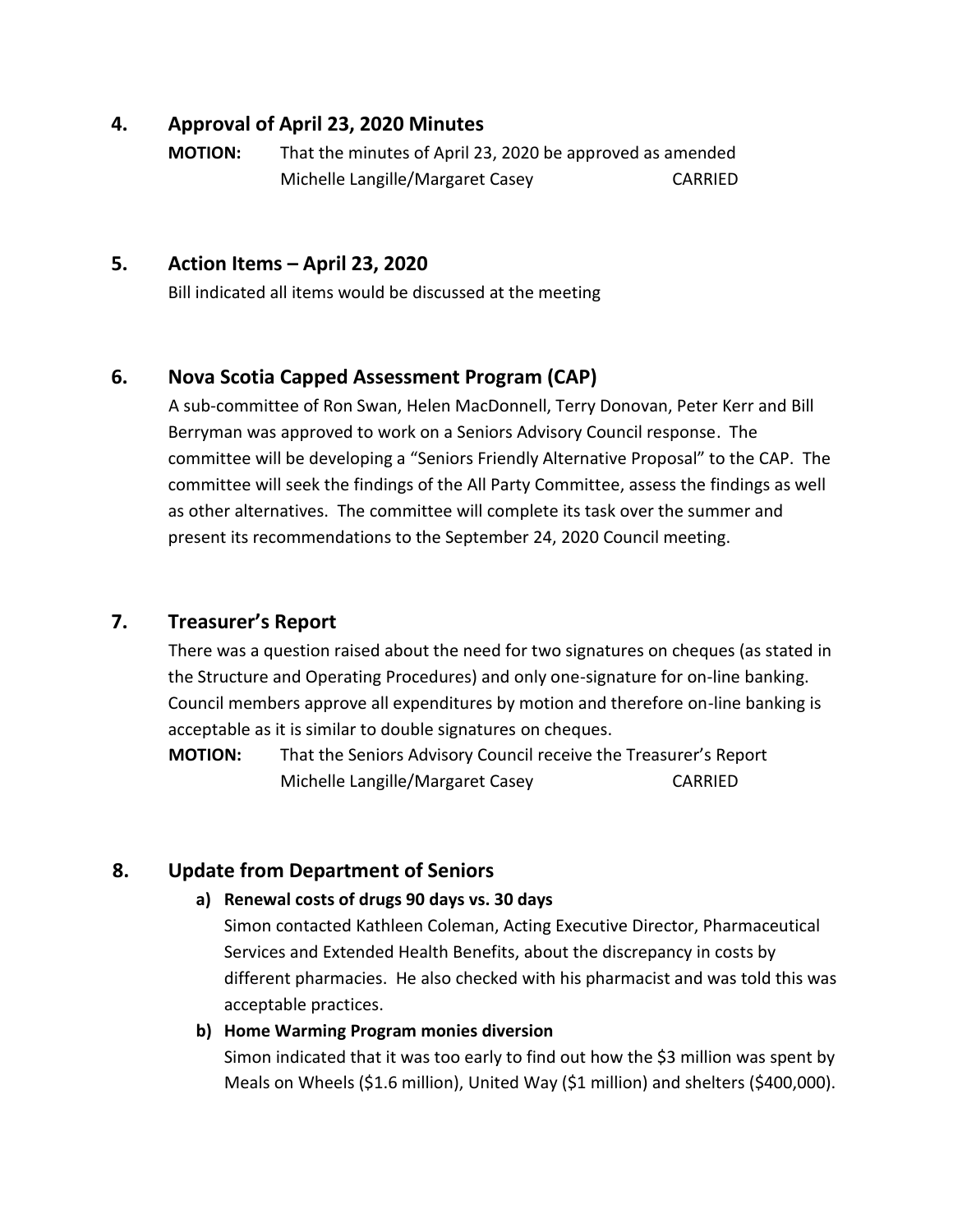## 4. Approval of April 23, 2020 Minutes

**MOTION:** That the minutes of April 23, 2020 be approved as amended
Michelle Langille/Margaret Casey CARRIED

## 5. Action Items – April 23, 2020

Bill indicated all items would be discussed at the meeting

## 6. Nova Scotia Capped Assessment Program (CAP)

A sub-committee of Ron Swan, Helen MacDonnell, Terry Donovan, Peter Kerr and Bill Berryman was approved to work on a Seniors Advisory Council response. The committee will be developing a "Seniors Friendly Alternative Proposal" to the CAP. The committee will seek the findings of the All Party Committee, assess the findings as well as other alternatives. The committee will complete its task over the summer and present its recommendations to the September 24, 2020 Council meeting.

## 7. Treasurer's Report

There was a question raised about the need for two signatures on cheques (as stated in the Structure and Operating Procedures) and only one-signature for on-line banking. Council members approve all expenditures by motion and therefore on-line banking is acceptable as it is similar to double signatures on cheques.

**MOTION:** That the Seniors Advisory Council receive the Treasurer's Report
Michelle Langille/Margaret Casey CARRIED

## 8. Update from Department of Seniors

**a) Renewal costs of drugs 90 days vs. 30 days**

Simon contacted Kathleen Coleman, Acting Executive Director, Pharmaceutical Services and Extended Health Benefits, about the discrepancy in costs by different pharmacies. He also checked with his pharmacist and was told this was acceptable practices.

**b) Home Warming Program monies diversion**

Simon indicated that it was too early to find out how the $3 million was spent by Meals on Wheels ($1.6 million), United Way ($1 million) and shelters ($400,000).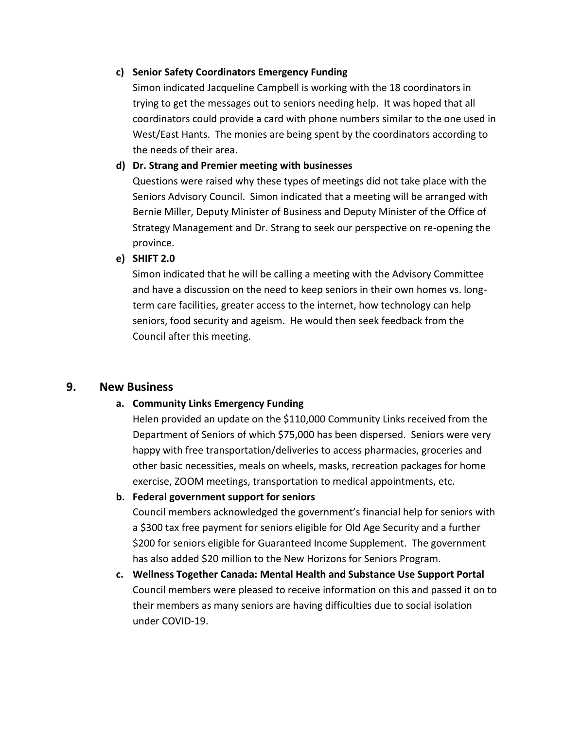**c) Senior Safety Coordinators Emergency Funding**

Simon indicated Jacqueline Campbell is working with the 18 coordinators in trying to get the messages out to seniors needing help. It was hoped that all coordinators could provide a card with phone numbers similar to the one used in West/East Hants. The monies are being spent by the coordinators according to the needs of their area.

**d) Dr. Strang and Premier meeting with businesses**

Questions were raised why these types of meetings did not take place with the Seniors Advisory Council. Simon indicated that a meeting will be arranged with Bernie Miller, Deputy Minister of Business and Deputy Minister of the Office of Strategy Management and Dr. Strang to seek our perspective on re-opening the province.

**e) SHIFT 2.0**

Simon indicated that he will be calling a meeting with the Advisory Committee and have a discussion on the need to keep seniors in their own homes vs. long-term care facilities, greater access to the internet, how technology can help seniors, food security and ageism. He would then seek feedback from the Council after this meeting.

## 9. New Business

**a. Community Links Emergency Funding**

Helen provided an update on the $110,000 Community Links received from the Department of Seniors of which $75,000 has been dispersed. Seniors were very happy with free transportation/deliveries to access pharmacies, groceries and other basic necessities, meals on wheels, masks, recreation packages for home exercise, ZOOM meetings, transportation to medical appointments, etc.

**b. Federal government support for seniors**

Council members acknowledged the government's financial help for seniors with a $300 tax free payment for seniors eligible for Old Age Security and a further $200 for seniors eligible for Guaranteed Income Supplement. The government has also added $20 million to the New Horizons for Seniors Program.

**c. Wellness Together Canada: Mental Health and Substance Use Support Portal**

Council members were pleased to receive information on this and passed it on to their members as many seniors are having difficulties due to social isolation under COVID-19.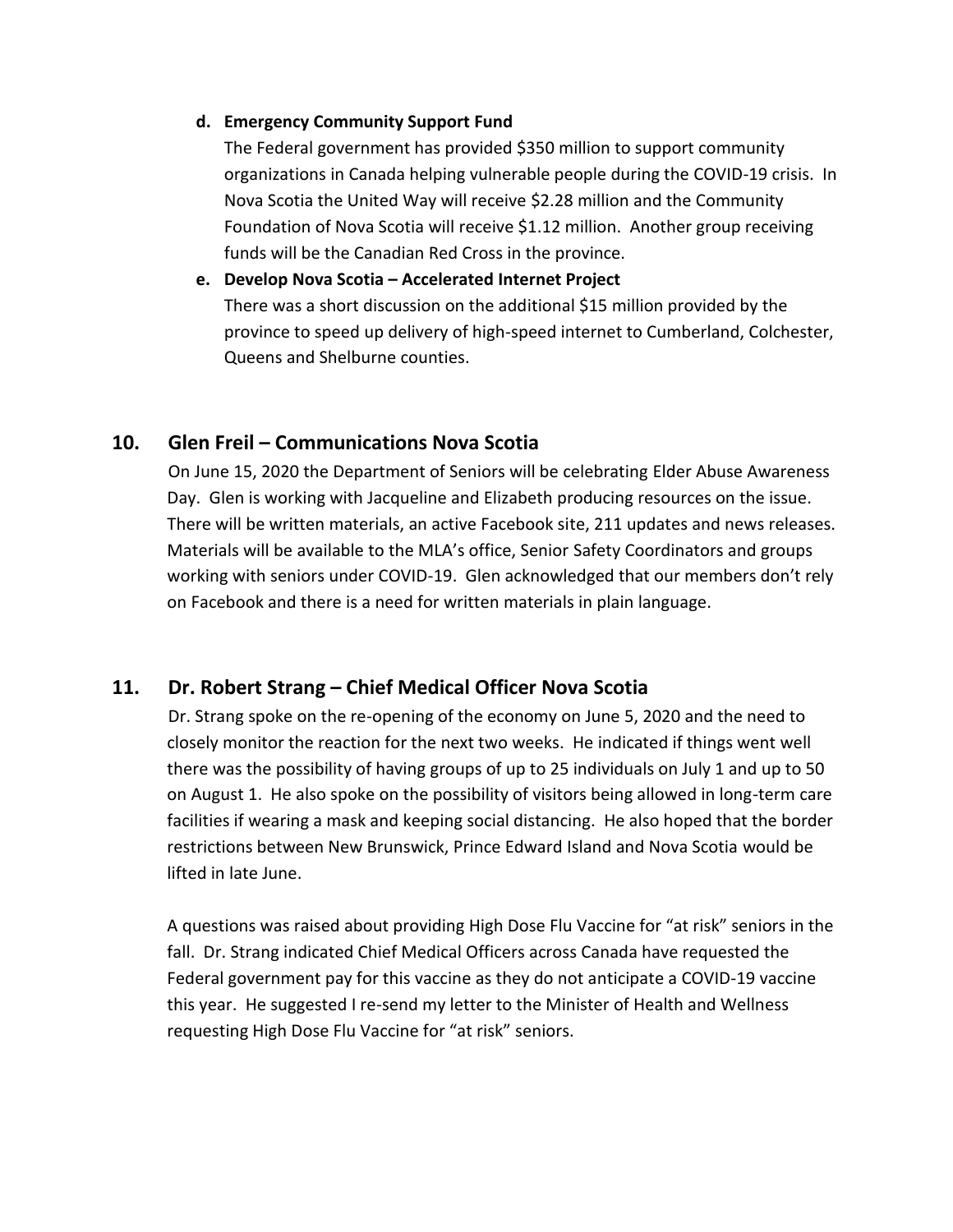d. **Emergency Community Support Fund**

   The Federal government has provided $350 million to support community organizations in Canada helping vulnerable people during the COVID-19 crisis. In Nova Scotia the United Way will receive $2.28 million and the Community Foundation of Nova Scotia will receive $1.12 million. Another group receiving funds will be the Canadian Red Cross in the province.

e. **Develop Nova Scotia – Accelerated Internet Project**

   There was a short discussion on the additional $15 million provided by the province to speed up delivery of high-speed internet to Cumberland, Colchester, Queens and Shelburne counties.

## 10. Glen Freil – Communications Nova Scotia

On June 15, 2020 the Department of Seniors will be celebrating Elder Abuse Awareness Day. Glen is working with Jacqueline and Elizabeth producing resources on the issue. There will be written materials, an active Facebook site, 211 updates and news releases. Materials will be available to the MLA's office, Senior Safety Coordinators and groups working with seniors under COVID-19. Glen acknowledged that our members don't rely on Facebook and there is a need for written materials in plain language.

## 11. Dr. Robert Strang – Chief Medical Officer Nova Scotia

Dr. Strang spoke on the re-opening of the economy on June 5, 2020 and the need to closely monitor the reaction for the next two weeks. He indicated if things went well there was the possibility of having groups of up to 25 individuals on July 1 and up to 50 on August 1. He also spoke on the possibility of visitors being allowed in long-term care facilities if wearing a mask and keeping social distancing. He also hoped that the border restrictions between New Brunswick, Prince Edward Island and Nova Scotia would be lifted in late June.

A questions was raised about providing High Dose Flu Vaccine for "at risk" seniors in the fall. Dr. Strang indicated Chief Medical Officers across Canada have requested the Federal government pay for this vaccine as they do not anticipate a COVID-19 vaccine this year. He suggested I re-send my letter to the Minister of Health and Wellness requesting High Dose Flu Vaccine for "at risk" seniors.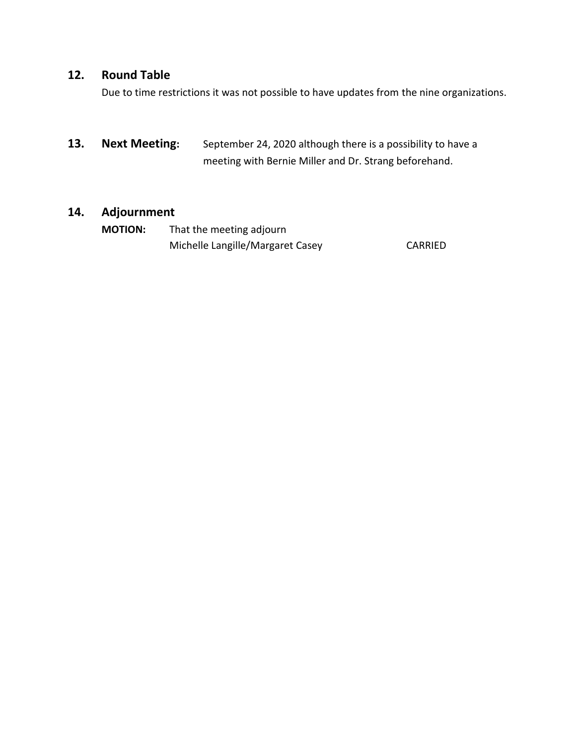## 12. Round Table

Due to time restrictions it was not possible to have updates from the nine organizations.

## 13. Next Meeting:

September 24, 2020 although there is a possibility to have a meeting with Bernie Miller and Dr. Strang beforehand.

## 14. Adjournment

**MOTION:** That the meeting adjourn
Michelle Langille/Margaret Casey CARRIED